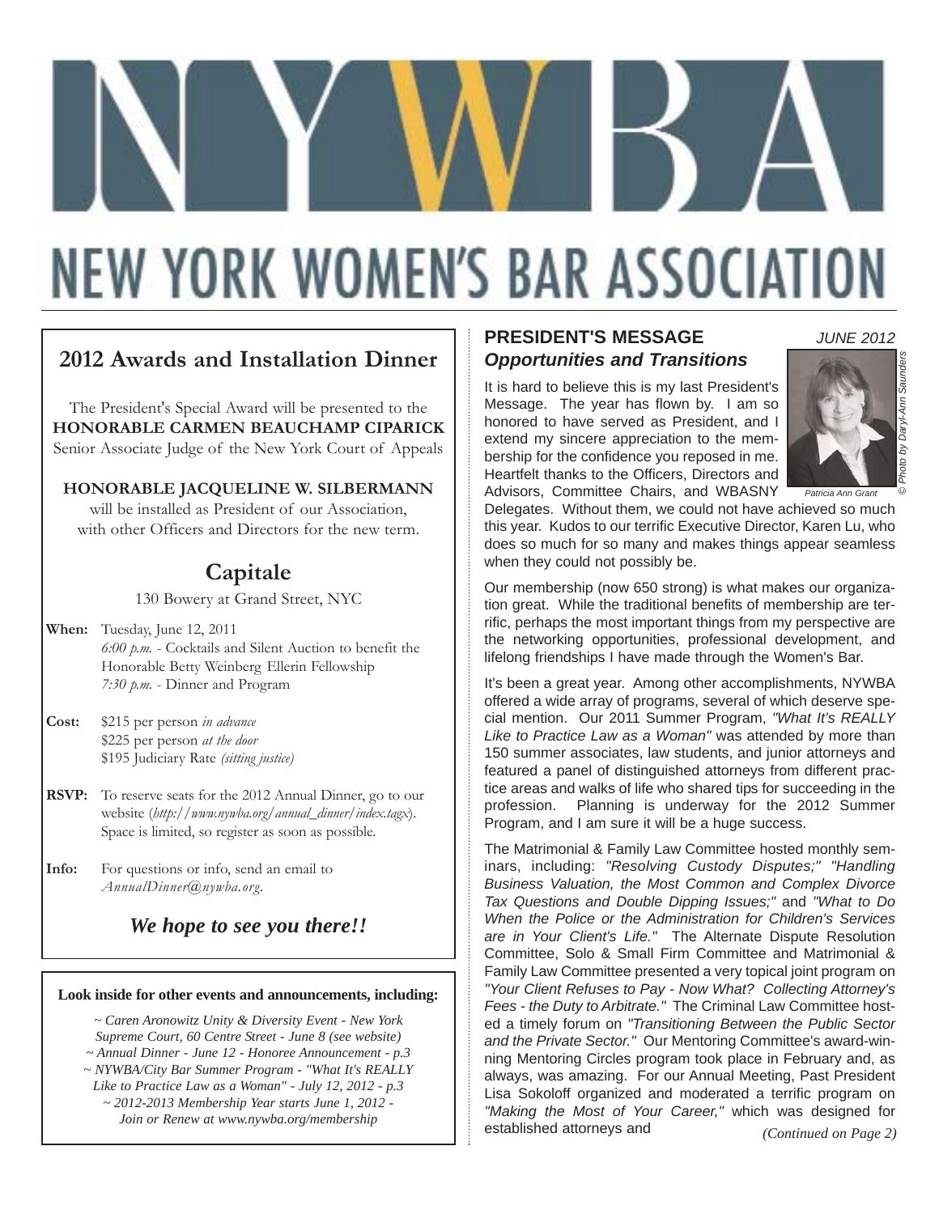# NEW YORK WOMEN'S BAR ASSOCIATION

## 2012 Awards and Installation Dinner

The President's Special Award will be presented to the **HONORABLE CARMEN BEAUCHAMP CIPARICK** Senior Associate Judge of the New York Court of Appeals

**HONORABLE JACQUELINE W. SILBERMANN** will be installed as President of our Association, with other Officers and Directors for the new term.

## Capitale

130 Bowery at Grand Street, NYC

**When:** Tuesday, June 12, 2011
*6:00 p.m.* - Cocktails and Silent Auction to benefit the Honorable Betty Weinberg Ellerin Fellowship
*7:30 p.m.* - Dinner and Program

**Cost:** \$215 per person *in advance*
\$225 per person *at the door*
\$195 Judiciary Rate *(sitting justice)*

**RSVP:** To reserve seats for the 2012 Annual Dinner, go to our website (*http://www.nywba.org/annual_dinner/index.tagx*). Space is limited, so register as soon as possible.

**Info:** For questions or info, send an email to *AnnualDinner@nywba.org*.

***We hope to see you there!!***

---

**Look inside for other events and announcements, including:**

*~ Caren Aronowitz Unity & Diversity Event - New York Supreme Court, 60 Centre Street - June 8 (see website)*
*~ Annual Dinner - June 12 - Honoree Announcement - p.3*
*~ NYWBA/City Bar Summer Program - "What It's REALLY Like to Practice Law as a Woman" - July 12, 2012 - p.3*
*~ 2012-2013 Membership Year starts June 1, 2012 - Join or Renew at www.nywba.org/membership*

---

## PRESIDENT'S MESSAGE

*JUNE 2012*

### *Opportunities and Transitions*

*Patricia Ann Grant*

*© Photo by Daryl-Ann Saunders*

It is hard to believe this is my last President's Message. The year has flown by. I am so honored to have served as President, and I extend my sincere appreciation to the membership for the confidence you reposed in me. Heartfelt thanks to the Officers, Directors and Advisors, Committee Chairs, and WBASNY Delegates. Without them, we could not have achieved so much this year. Kudos to our terrific Executive Director, Karen Lu, who does so much for so many and makes things appear seamless when they could not possibly be.

Our membership (now 650 strong) is what makes our organization great. While the traditional benefits of membership are terrific, perhaps the most important things from my perspective are the networking opportunities, professional development, and lifelong friendships I have made through the Women's Bar.

It's been a great year. Among other accomplishments, NYWBA offered a wide array of programs, several of which deserve special mention. Our 2011 Summer Program, *"What It's REALLY Like to Practice Law as a Woman"* was attended by more than 150 summer associates, law students, and junior attorneys and featured a panel of distinguished attorneys from different practice areas and walks of life who shared tips for succeeding in the profession. Planning is underway for the 2012 Summer Program, and I am sure it will be a huge success.

The Matrimonial & Family Law Committee hosted monthly seminars, including: *"Resolving Custody Disputes;" "Handling Business Valuation, the Most Common and Complex Divorce Tax Questions and Double Dipping Issues;"* and *"What to Do When the Police or the Administration for Children's Services are in Your Client's Life."* The Alternate Dispute Resolution Committee, Solo & Small Firm Committee and Matrimonial & Family Law Committee presented a very topical joint program on *"Your Client Refuses to Pay - Now What? Collecting Attorney's Fees - the Duty to Arbitrate."* The Criminal Law Committee hosted a timely forum on *"Transitioning Between the Public Sector and the Private Sector."* Our Mentoring Committee's award-winning Mentoring Circles program took place in February and, as always, was amazing. For our Annual Meeting, Past President Lisa Sokoloff organized and moderated a terrific program on *"Making the Most of Your Career,"* which was designed for established attorneys and

*(Continued on Page 2)*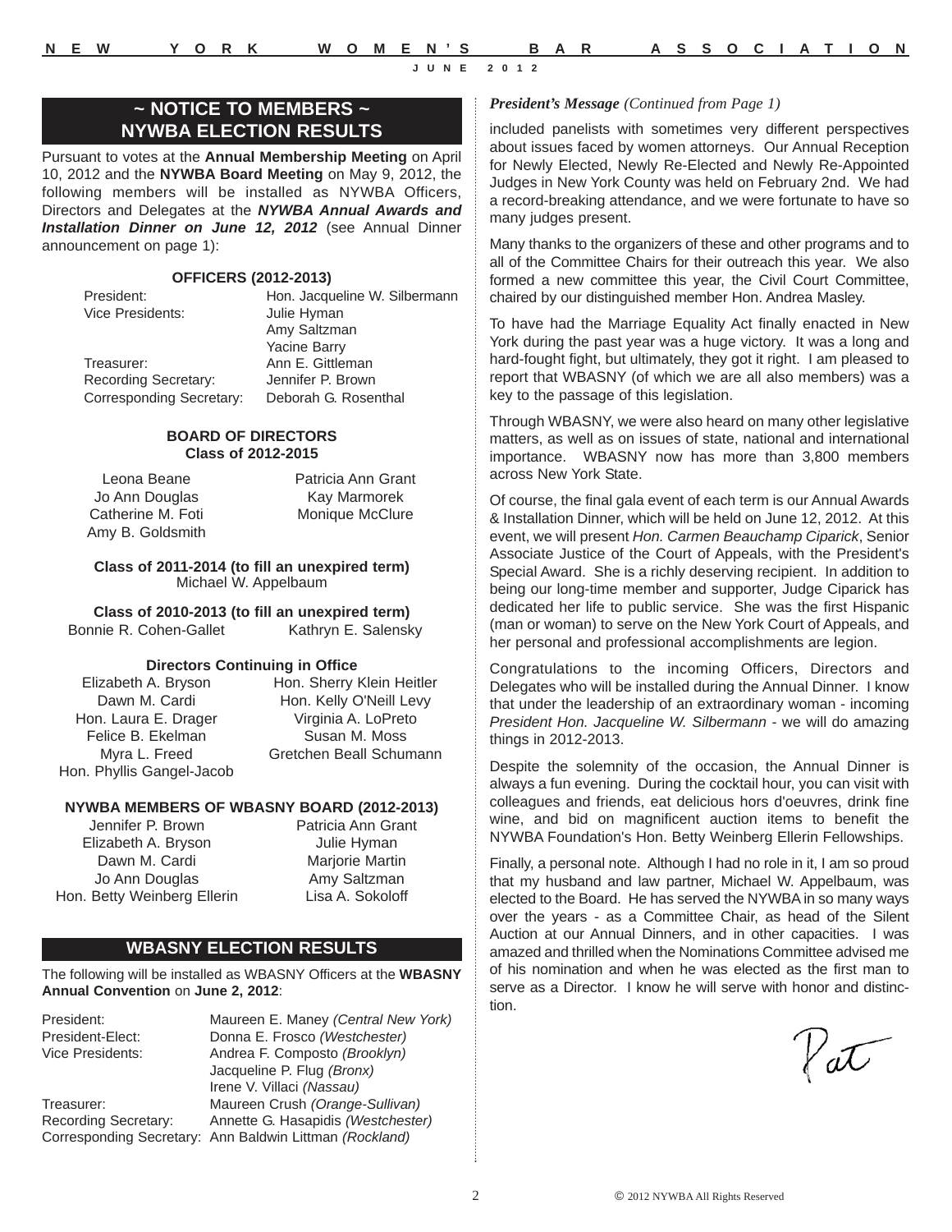## ~ NOTICE TO MEMBERS ~ NYWBA ELECTION RESULTS

Pursuant to votes at the **Annual Membership Meeting** on April 10, 2012 and the **NYWBA Board Meeting** on May 9, 2012, the following members will be installed as NYWBA Officers, Directors and Delegates at the ***NYWBA Annual Awards and Installation Dinner on June 12, 2012*** (see Annual Dinner announcement on page 1):

### OFFICERS (2012-2013)

| | |
|---|---|
| President: | Hon. Jacqueline W. Silbermann |
| Vice Presidents: | Julie Hyman |
| | Amy Saltzman |
| | Yacine Barry |
| Treasurer: | Ann E. Gittleman |
| Recording Secretary: | Jennifer P. Brown |
| Corresponding Secretary: | Deborah G. Rosenthal |

### BOARD OF DIRECTORS
**Class of 2012-2015**

Leona Beane
Jo Ann Douglas
Catherine M. Foti
Amy B. Goldsmith
Patricia Ann Grant
Kay Marmorek
Monique McClure

**Class of 2011-2014 (to fill an unexpired term)**
Michael W. Appelbaum

**Class of 2010-2013 (to fill an unexpired term)**
Bonnie R. Cohen-Gallet
Kathryn E. Salensky

**Directors Continuing in Office**

Elizabeth A. Bryson
Dawn M. Cardi
Hon. Laura E. Drager
Felice B. Ekelman
Myra L. Freed
Hon. Phyllis Gangel-Jacob
Hon. Sherry Klein Heitler
Hon. Kelly O'Neill Levy
Virginia A. LoPreto
Susan M. Moss
Gretchen Beall Schumann

### NYWBA MEMBERS OF WBASNY BOARD (2012-2013)

Jennifer P. Brown
Elizabeth A. Bryson
Dawn M. Cardi
Jo Ann Douglas
Hon. Betty Weinberg Ellerin
Patricia Ann Grant
Julie Hyman
Marjorie Martin
Amy Saltzman
Lisa A. Sokoloff

## WBASNY ELECTION RESULTS

The following will be installed as WBASNY Officers at the **WBASNY Annual Convention** on **June 2, 2012**:

| | |
|---|---|
| President: | Maureen E. Maney *(Central New York)* |
| President-Elect: | Donna E. Frosco *(Westchester)* |
| Vice Presidents: | Andrea F. Composto *(Brooklyn)* |
| | Jacqueline P. Flug *(Bronx)* |
| | Irene V. Villaci *(Nassau)* |
| Treasurer: | Maureen Crush *(Orange-Sullivan)* |
| Recording Secretary: | Annette G. Hasapidis *(Westchester)* |
| Corresponding Secretary: | Ann Baldwin Littman *(Rockland)* |

***President's Message*** *(Continued from Page 1)*

included panelists with sometimes very different perspectives about issues faced by women attorneys. Our Annual Reception for Newly Elected, Newly Re-Elected and Newly Re-Appointed Judges in New York County was held on February 2nd. We had a record-breaking attendance, and we were fortunate to have so many judges present.

Many thanks to the organizers of these and other programs and to all of the Committee Chairs for their outreach this year. We also formed a new committee this year, the Civil Court Committee, chaired by our distinguished member Hon. Andrea Masley.

To have had the Marriage Equality Act finally enacted in New York during the past year was a huge victory. It was a long and hard-fought fight, but ultimately, they got it right. I am pleased to report that WBASNY (of which we are all also members) was a key to the passage of this legislation.

Through WBASNY, we were also heard on many other legislative matters, as well as on issues of state, national and international importance. WBASNY now has more than 3,800 members across New York State.

Of course, the final gala event of each term is our Annual Awards & Installation Dinner, which will be held on June 12, 2012. At this event, we will present *Hon. Carmen Beauchamp Ciparick*, Senior Associate Justice of the Court of Appeals, with the President's Special Award. She is a richly deserving recipient. In addition to being our long-time member and supporter, Judge Ciparick has dedicated her life to public service. She was the first Hispanic (man or woman) to serve on the New York Court of Appeals, and her personal and professional accomplishments are legion.

Congratulations to the incoming Officers, Directors and Delegates who will be installed during the Annual Dinner. I know that under the leadership of an extraordinary woman - incoming *President Hon. Jacqueline W. Silbermann* - we will do amazing things in 2012-2013.

Despite the solemnity of the occasion, the Annual Dinner is always a fun evening. During the cocktail hour, you can visit with colleagues and friends, eat delicious hors d'oeuvres, drink fine wine, and bid on magnificent auction items to benefit the NYWBA Foundation's Hon. Betty Weinberg Ellerin Fellowships.

Finally, a personal note. Although I had no role in it, I am so proud that my husband and law partner, Michael W. Appelbaum, was elected to the Board. He has served the NYWBA in so many ways over the years - as a Committee Chair, as head of the Silent Auction at our Annual Dinners, and in other capacities. I was amazed and thrilled when the Nominations Committee advised me of his nomination and when he was elected as the first man to serve as a Director. I know he will serve with honor and distinction.

Pat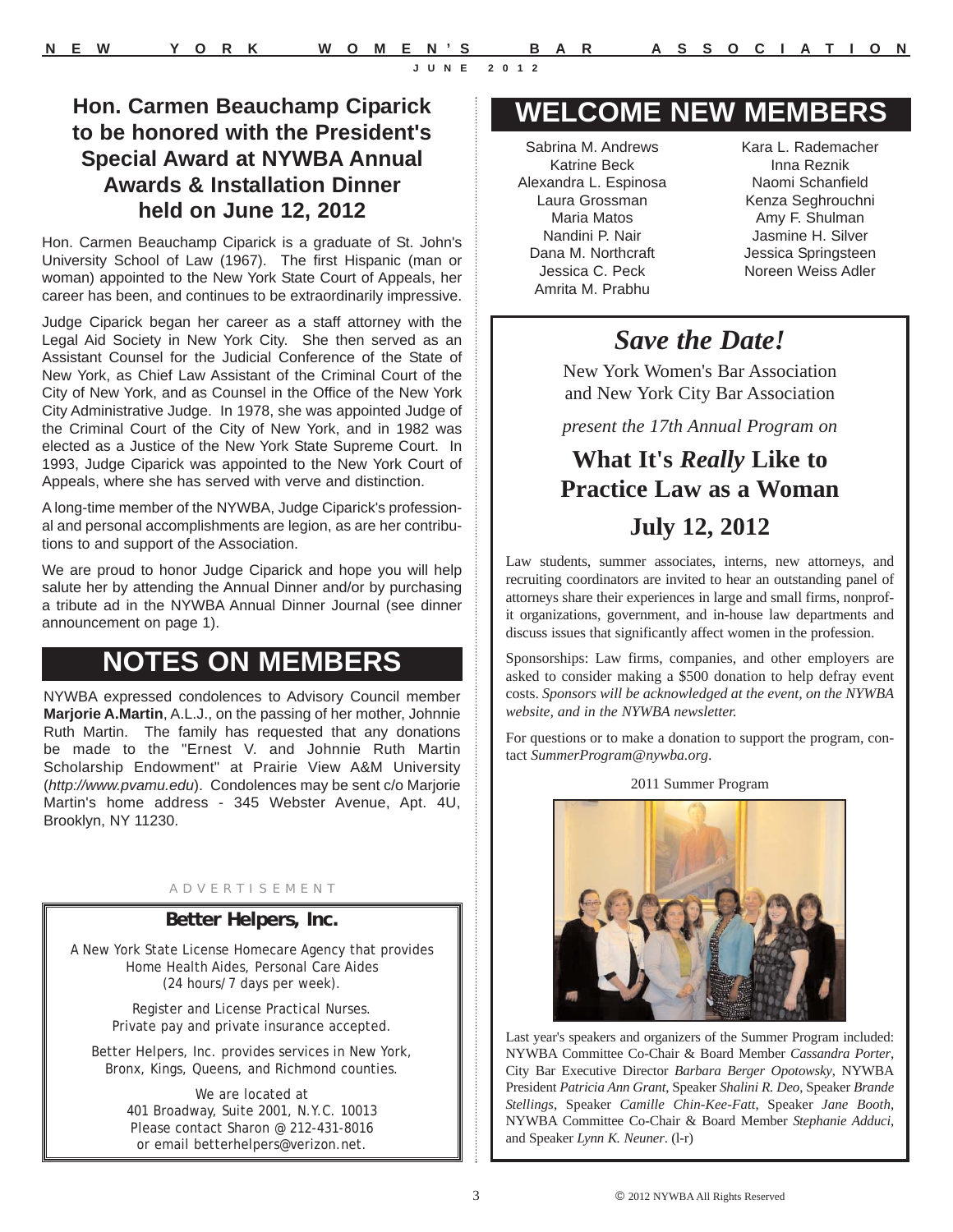## Hon. Carmen Beauchamp Ciparick to be honored with the President's Special Award at NYWBA Annual Awards & Installation Dinner held on June 12, 2012

Hon. Carmen Beauchamp Ciparick is a graduate of St. John's University School of Law (1967). The first Hispanic (man or woman) appointed to the New York State Court of Appeals, her career has been, and continues to be extraordinarily impressive.

Judge Ciparick began her career as a staff attorney with the Legal Aid Society in New York City. She then served as an Assistant Counsel for the Judicial Conference of the State of New York, as Chief Law Assistant of the Criminal Court of the City of New York, and as Counsel in the Office of the New York City Administrative Judge. In 1978, she was appointed Judge of the Criminal Court of the City of New York, and in 1982 was elected as a Justice of the New York State Supreme Court. In 1993, Judge Ciparick was appointed to the New York Court of Appeals, where she has served with verve and distinction.

A long-time member of the NYWBA, Judge Ciparick's professional and personal accomplishments are legion, as are her contributions to and support of the Association.

We are proud to honor Judge Ciparick and hope you will help salute her by attending the Annual Dinner and/or by purchasing a tribute ad in the NYWBA Annual Dinner Journal (see dinner announcement on page 1).

## NOTES ON MEMBERS

NYWBA expressed condolences to Advisory Council member **Marjorie A.Martin**, A.L.J., on the passing of her mother, Johnnie Ruth Martin. The family has requested that any donations be made to the "Ernest V. and Johnnie Ruth Martin Scholarship Endowment" at Prairie View A&M University (*http://www.pvamu.edu*). Condolences may be sent c/o Marjorie Martin's home address - 345 Webster Avenue, Apt. 4U, Brooklyn, NY 11230.

ADVERTISEMENT

**Better Helpers, Inc.**

A New York State License Homecare Agency that provides Home Health Aides, Personal Care Aides (24 hours/7 days per week).

Register and License Practical Nurses. Private pay and private insurance accepted.

Better Helpers, Inc. provides services in New York, Bronx, Kings, Queens, and Richmond counties.

We are located at
401 Broadway, Suite 2001, N.Y.C. 10013
Please contact Sharon @ 212-431-8016
or email betterhelpers@verizon.net.

## WELCOME NEW MEMBERS

Sabrina M. Andrews
Katrine Beck
Alexandra L. Espinosa
Laura Grossman
Maria Matos
Nandini P. Nair
Dana M. Northcraft
Jessica C. Peck
Amrita M. Prabhu
Kara L. Rademacher
Inna Reznik
Naomi Schanfield
Kenza Seghrouchni
Amy F. Shulman
Jasmine H. Silver
Jessica Springsteen
Noreen Weiss Adler

## *Save the Date!*

New York Women's Bar Association and New York City Bar Association

*present the 17th Annual Program on*

## What It's *Really* Like to Practice Law as a Woman

## July 12, 2012

Law students, summer associates, interns, new attorneys, and recruiting coordinators are invited to hear an outstanding panel of attorneys share their experiences in large and small firms, nonprofit organizations, government, and in-house law departments and discuss issues that significantly affect women in the profession.

Sponsorships: Law firms, companies, and other employers are asked to consider making a $500 donation to help defray event costs. *Sponsors will be acknowledged at the event, on the NYWBA website, and in the NYWBA newsletter.*

For questions or to make a donation to support the program, contact *SummerProgram@nywba.org*.

2011 Summer Program

Last year's speakers and organizers of the Summer Program included: NYWBA Committee Co-Chair & Board Member *Cassandra Porter*, City Bar Executive Director *Barbara Berger Opotowsky*, NYWBA President *Patricia Ann Grant*, Speaker *Shalini R. Deo*, Speaker *Brande Stellings*, Speaker *Camille Chin-Kee-Fatt*, Speaker *Jane Booth*, NYWBA Committee Co-Chair & Board Member *Stephanie Adduci*, and Speaker *Lynn K. Neuner*. (l-r)

© 2012 NYWBA All Rights Reserved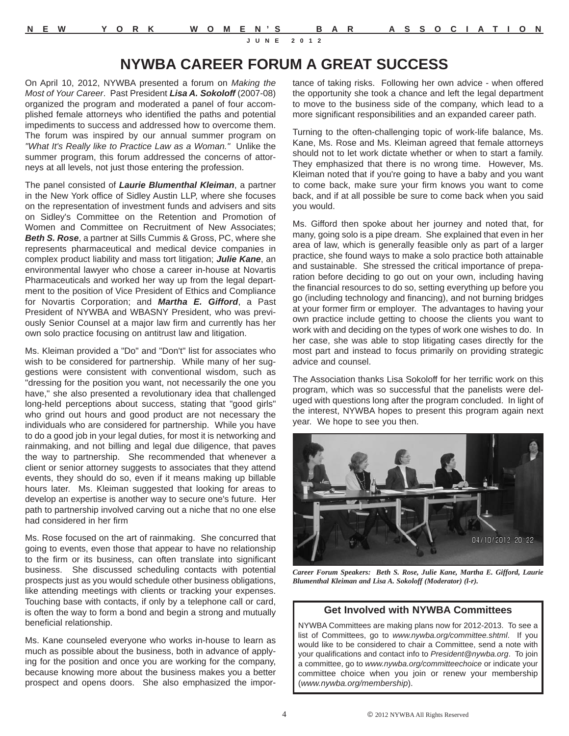# NYWBA CAREER FORUM A GREAT SUCCESS

On April 10, 2012, NYWBA presented a forum on *Making the Most of Your Career*. Past President ***Lisa A. Sokoloff*** (2007-08) organized the program and moderated a panel of four accomplished female attorneys who identified the paths and potential impediments to success and addressed how to overcome them. The forum was inspired by our annual summer program on *"What It's Really like to Practice Law as a Woman."* Unlike the summer program, this forum addressed the concerns of attorneys at all levels, not just those entering the profession.

The panel consisted of ***Laurie Blumenthal Kleiman***, a partner in the New York office of Sidley Austin LLP, where she focuses on the representation of investment funds and advisers and sits on Sidley's Committee on the Retention and Promotion of Women and Committee on Recruitment of New Associates; ***Beth S. Rose***, a partner at Sills Cummis & Gross, PC, where she represents pharmaceutical and medical device companies in complex product liability and mass tort litigation; ***Julie Kane***, an environmental lawyer who chose a career in-house at Novartis Pharmaceuticals and worked her way up from the legal department to the position of Vice President of Ethics and Compliance for Novartis Corporation; and ***Martha E. Gifford***, a Past President of NYWBA and WBASNY President, who was previously Senior Counsel at a major law firm and currently has her own solo practice focusing on antitrust law and litigation.

Ms. Kleiman provided a "Do" and "Don't" list for associates who wish to be considered for partnership. While many of her suggestions were consistent with conventional wisdom, such as "dressing for the position you want, not necessarily the one you have," she also presented a revolutionary idea that challenged long-held perceptions about success, stating that "good girls" who grind out hours and good product are not necessary the individuals who are considered for partnership. While you have to do a good job in your legal duties, for most it is networking and rainmaking, and not billing and legal due diligence, that paves the way to partnership. She recommended that whenever a client or senior attorney suggests to associates that they attend events, they should do so, even if it means making up billable hours later. Ms. Kleiman suggested that looking for areas to develop an expertise is another way to secure one's future. Her path to partnership involved carving out a niche that no one else had considered in her firm

Ms. Rose focused on the art of rainmaking. She concurred that going to events, even those that appear to have no relationship to the firm or its business, can often translate into significant business. She discussed scheduling contacts with potential prospects just as you would schedule other business obligations, like attending meetings with clients or tracking your expenses. Touching base with contacts, if only by a telephone call or card, is often the way to form a bond and begin a strong and mutually beneficial relationship.

Ms. Kane counseled everyone who works in-house to learn as much as possible about the business, both in advance of applying for the position and once you are working for the company, because knowing more about the business makes you a better prospect and opens doors. She also emphasized the importance of taking risks. Following her own advice - when offered the opportunity she took a chance and left the legal department to move to the business side of the company, which lead to a more significant responsibilities and an expanded career path.

Turning to the often-challenging topic of work-life balance, Ms. Kane, Ms. Rose and Ms. Kleiman agreed that female attorneys should not to let work dictate whether or when to start a family. They emphasized that there is no wrong time. However, Ms. Kleiman noted that if you're going to have a baby and you want to come back, make sure your firm knows you want to come back, and if at all possible be sure to come back when you said you would.

Ms. Gifford then spoke about her journey and noted that, for many, going solo is a pipe dream. She explained that even in her area of law, which is generally feasible only as part of a larger practice, she found ways to make a solo practice both attainable and sustainable. She stressed the critical importance of preparation before deciding to go out on your own, including having the financial resources to do so, setting everything up before you go (including technology and financing), and not burning bridges at your former firm or employer. The advantages to having your own practice include getting to choose the clients you want to work with and deciding on the types of work one wishes to do. In her case, she was able to stop litigating cases directly for the most part and instead to focus primarily on providing strategic advice and counsel.

The Association thanks Lisa Sokoloff for her terrific work on this program, which was so successful that the panelists were deluged with questions long after the program concluded. In light of the interest, NYWBA hopes to present this program again next year. We hope to see you then.

*Career Forum Speakers: Beth S. Rose, Julie Kane, Martha E. Gifford, Laurie Blumenthal Kleiman and Lisa A. Sokoloff (Moderator) (l-r).*

## Get Involved with NYWBA Committees

NYWBA Committees are making plans now for 2012-2013. To see a list of Committees, go to *www.nywba.org/committee.shtml*. If you would like to be considered to chair a Committee, send a note with your qualifications and contact info to *President@nywba.org*. To join a committee, go to *www.nywba.org/committeechoice* or indicate your committee choice when you join or renew your membership (*www.nywba.org/membership*).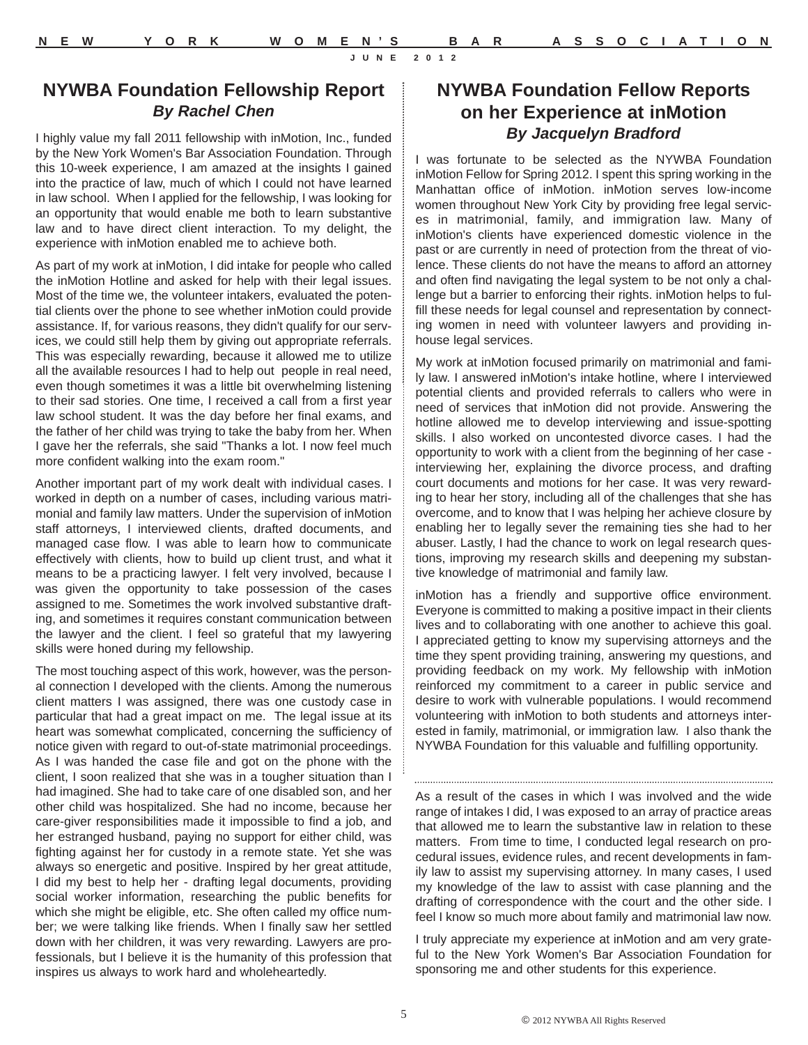## NYWBA Foundation Fellowship Report

***By Rachel Chen***

I highly value my fall 2011 fellowship with inMotion, Inc., funded by the New York Women's Bar Association Foundation. Through this 10-week experience, I am amazed at the insights I gained into the practice of law, much of which I could not have learned in law school. When I applied for the fellowship, I was looking for an opportunity that would enable me both to learn substantive law and to have direct client interaction. To my delight, the experience with inMotion enabled me to achieve both.

As part of my work at inMotion, I did intake for people who called the inMotion Hotline and asked for help with their legal issues. Most of the time we, the volunteer intakers, evaluated the potential clients over the phone to see whether inMotion could provide assistance. If, for various reasons, they didn't qualify for our services, we could still help them by giving out appropriate referrals. This was especially rewarding, because it allowed me to utilize all the available resources I had to help out people in real need, even though sometimes it was a little bit overwhelming listening to their sad stories. One time, I received a call from a first year law school student. It was the day before her final exams, and the father of her child was trying to take the baby from her. When I gave her the referrals, she said "Thanks a lot. I now feel much more confident walking into the exam room."

Another important part of my work dealt with individual cases. I worked in depth on a number of cases, including various matrimonial and family law matters. Under the supervision of inMotion staff attorneys, I interviewed clients, drafted documents, and managed case flow. I was able to learn how to communicate effectively with clients, how to build up client trust, and what it means to be a practicing lawyer. I felt very involved, because I was given the opportunity to take possession of the cases assigned to me. Sometimes the work involved substantive drafting, and sometimes it requires constant communication between the lawyer and the client. I feel so grateful that my lawyering skills were honed during my fellowship.

The most touching aspect of this work, however, was the personal connection I developed with the clients. Among the numerous client matters I was assigned, there was one custody case in particular that had a great impact on me. The legal issue at its heart was somewhat complicated, concerning the sufficiency of notice given with regard to out-of-state matrimonial proceedings. As I was handed the case file and got on the phone with the client, I soon realized that she was in a tougher situation than I had imagined. She had to take care of one disabled son, and her other child was hospitalized. She had no income, because her care-giver responsibilities made it impossible to find a job, and her estranged husband, paying no support for either child, was fighting against her for custody in a remote state. Yet she was always so energetic and positive. Inspired by her great attitude, I did my best to help her - drafting legal documents, providing social worker information, researching the public benefits for which she might be eligible, etc. She often called my office number; we were talking like friends. When I finally saw her settled down with her children, it was very rewarding. Lawyers are professionals, but I believe it is the humanity of this profession that inspires us always to work hard and wholeheartedly.

As a result of the cases in which I was involved and the wide range of intakes I did, I was exposed to an array of practice areas that allowed me to learn the substantive law in relation to these matters. From time to time, I conducted legal research on procedural issues, evidence rules, and recent developments in family law to assist my supervising attorney. In many cases, I used my knowledge of the law to assist with case planning and the drafting of correspondence with the court and the other side. I feel I know so much more about family and matrimonial law now.

I truly appreciate my experience at inMotion and am very grateful to the New York Women's Bar Association Foundation for sponsoring me and other students for this experience.

## NYWBA Foundation Fellow Reports on her Experience at inMotion

***By Jacquelyn Bradford***

I was fortunate to be selected as the NYWBA Foundation inMotion Fellow for Spring 2012. I spent this spring working in the Manhattan office of inMotion. inMotion serves low-income women throughout New York City by providing free legal services in matrimonial, family, and immigration law. Many of inMotion's clients have experienced domestic violence in the past or are currently in need of protection from the threat of violence. These clients do not have the means to afford an attorney and often find navigating the legal system to be not only a challenge but a barrier to enforcing their rights. inMotion helps to fulfill these needs for legal counsel and representation by connecting women in need with volunteer lawyers and providing in-house legal services.

My work at inMotion focused primarily on matrimonial and family law. I answered inMotion's intake hotline, where I interviewed potential clients and provided referrals to callers who were in need of services that inMotion did not provide. Answering the hotline allowed me to develop interviewing and issue-spotting skills. I also worked on uncontested divorce cases. I had the opportunity to work with a client from the beginning of her case - interviewing her, explaining the divorce process, and drafting court documents and motions for her case. It was very rewarding to hear her story, including all of the challenges that she has overcome, and to know that I was helping her achieve closure by enabling her to legally sever the remaining ties she had to her abuser. Lastly, I had the chance to work on legal research questions, improving my research skills and deepening my substantive knowledge of matrimonial and family law.

inMotion has a friendly and supportive office environment. Everyone is committed to making a positive impact in their clients lives and to collaborating with one another to achieve this goal. I appreciated getting to know my supervising attorneys and the time they spent providing training, answering my questions, and providing feedback on my work. My fellowship with inMotion reinforced my commitment to a career in public service and desire to work with vulnerable populations. I would recommend volunteering with inMotion to both students and attorneys interested in family, matrimonial, or immigration law. I also thank the NYWBA Foundation for this valuable and fulfilling opportunity.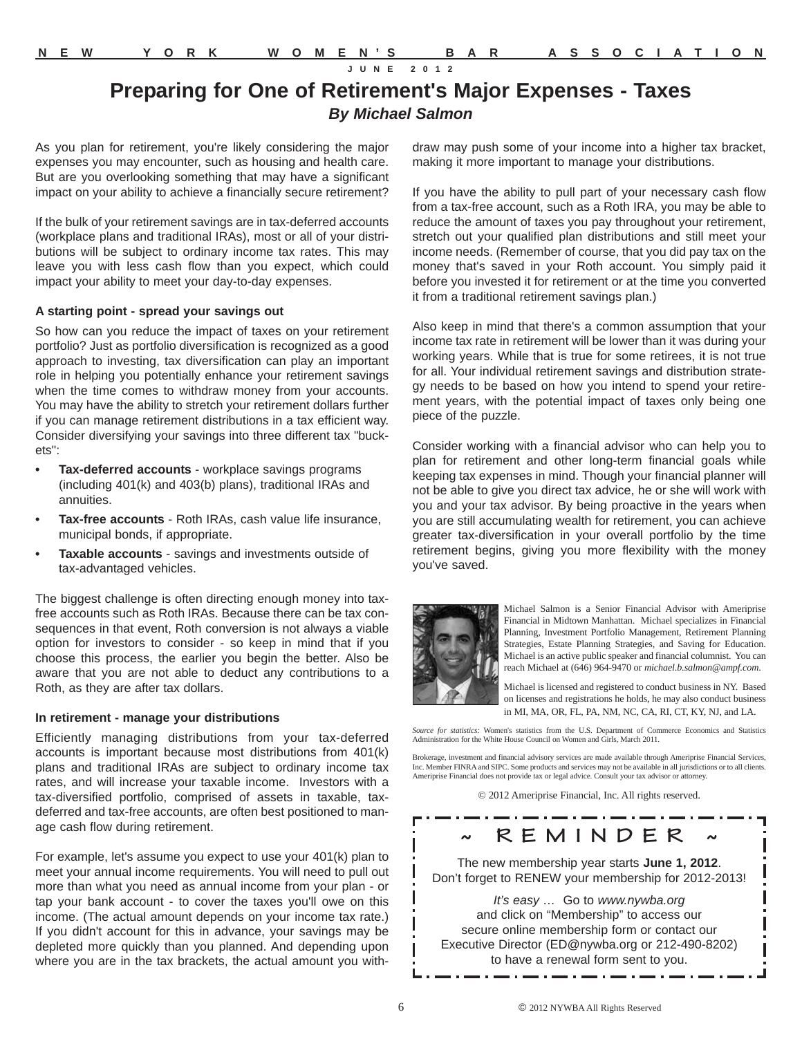# Preparing for One of Retirement's Major Expenses - Taxes

***By Michael Salmon***

As you plan for retirement, you're likely considering the major expenses you may encounter, such as housing and health care. But are you overlooking something that may have a significant impact on your ability to achieve a financially secure retirement?

If the bulk of your retirement savings are in tax-deferred accounts (workplace plans and traditional IRAs), most or all of your distributions will be subject to ordinary income tax rates. This may leave you with less cash flow than you expect, which could impact your ability to meet your day-to-day expenses.

**A starting point - spread your savings out**

So how can you reduce the impact of taxes on your retirement portfolio? Just as portfolio diversification is recognized as a good approach to investing, tax diversification can play an important role in helping you potentially enhance your retirement savings when the time comes to withdraw money from your accounts. You may have the ability to stretch your retirement dollars further if you can manage retirement distributions in a tax efficient way. Consider diversifying your savings into three different tax "buckets":

- **Tax-deferred accounts** - workplace savings programs (including 401(k) and 403(b) plans), traditional IRAs and annuities.
- **Tax-free accounts** - Roth IRAs, cash value life insurance, municipal bonds, if appropriate.
- **Taxable accounts** - savings and investments outside of tax-advantaged vehicles.

The biggest challenge is often directing enough money into tax-free accounts such as Roth IRAs. Because there can be tax consequences in that event, Roth conversion is not always a viable option for investors to consider - so keep in mind that if you choose this process, the earlier you begin the better. Also be aware that you are not able to deduct any contributions to a Roth, as they are after tax dollars.

**In retirement - manage your distributions**

Efficiently managing distributions from your tax-deferred accounts is important because most distributions from 401(k) plans and traditional IRAs are subject to ordinary income tax rates, and will increase your taxable income. Investors with a tax-diversified portfolio, comprised of assets in taxable, tax-deferred and tax-free accounts, are often best positioned to manage cash flow during retirement.

For example, let's assume you expect to use your 401(k) plan to meet your annual income requirements. You will need to pull out more than what you need as annual income from your plan - or tap your bank account - to cover the taxes you'll owe on this income. (The actual amount depends on your income tax rate.) If you didn't account for this in advance, your savings may be depleted more quickly than you planned. And depending upon where you are in the tax brackets, the actual amount you withdraw may push some of your income into a higher tax bracket, making it more important to manage your distributions.

If you have the ability to pull part of your necessary cash flow from a tax-free account, such as a Roth IRA, you may be able to reduce the amount of taxes you pay throughout your retirement, stretch out your qualified plan distributions and still meet your income needs. (Remember of course, that you did pay tax on the money that's saved in your Roth account. You simply paid it before you invested it for retirement or at the time you converted it from a traditional retirement savings plan.)

Also keep in mind that there's a common assumption that your income tax rate in retirement will be lower than it was during your working years. While that is true for some retirees, it is not true for all. Your individual retirement savings and distribution strategy needs to be based on how you intend to spend your retirement years, with the potential impact of taxes only being one piece of the puzzle.

Consider working with a financial advisor who can help you to plan for retirement and other long-term financial goals while keeping tax expenses in mind. Though your financial planner will not be able to give you direct tax advice, he or she will work with you and your tax advisor. By being proactive in the years when you are still accumulating wealth for retirement, you can achieve greater tax-diversification in your overall portfolio by the time retirement begins, giving you more flexibility with the money you've saved.

Michael Salmon is a Senior Financial Advisor with Ameriprise Financial in Midtown Manhattan. Michael specializes in Financial Planning, Investment Portfolio Management, Retirement Planning Strategies, Estate Planning Strategies, and Saving for Education. Michael is an active public speaker and financial columnist. You can reach Michael at (646) 964-9470 or *michael.b.salmon@ampf.com*.

Michael is licensed and registered to conduct business in NY. Based on licenses and registrations he holds, he may also conduct business in MI, MA, OR, FL, PA, NM, NC, CA, RI, CT, KY, NJ, and LA.

*Source for statistics:* Women's statistics from the U.S. Department of Commerce Economics and Statistics Administration for the White House Council on Women and Girls, March 2011.

Brokerage, investment and financial advisory services are made available through Ameriprise Financial Services, Inc. Member FINRA and SIPC. Some products and services may not be available in all jurisdictions or to all clients. Ameriprise Financial does not provide tax or legal advice. Consult your tax advisor or attorney.

© 2012 Ameriprise Financial, Inc. All rights reserved.

## ~ REMINDER ~

The new membership year starts **June 1, 2012**.
Don't forget to RENEW your membership for 2012-2013!

*It's easy …* Go to *www.nywba.org* and click on "Membership" to access our secure online membership form or contact our Executive Director (ED@nywba.org or 212-490-8202) to have a renewal form sent to you.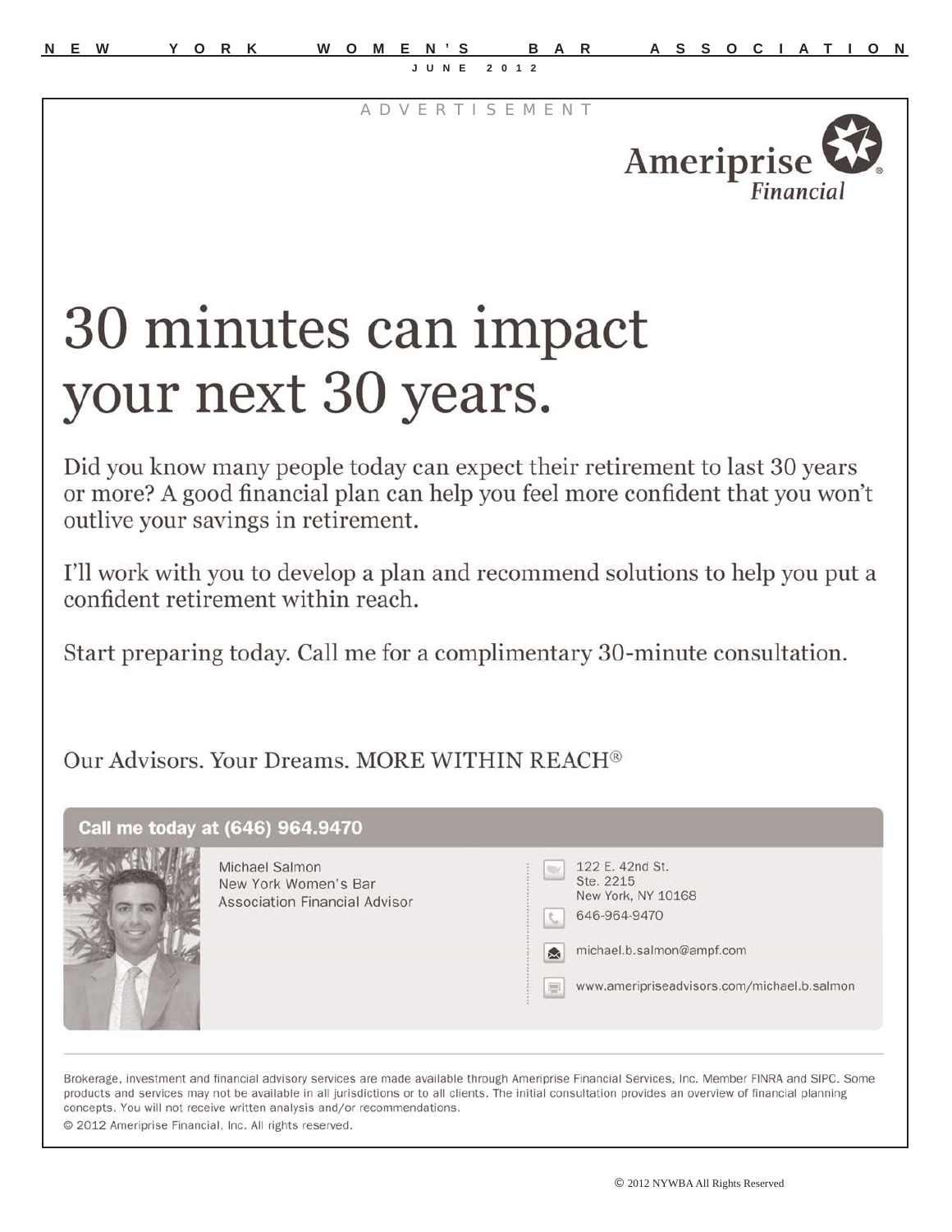ADVERTISEMENT

Ameriprise Financial

# 30 minutes can impact your next 30 years.

Did you know many people today can expect their retirement to last 30 years or more? A good financial plan can help you feel more confident that you won't outlive your savings in retirement.

I'll work with you to develop a plan and recommend solutions to help you put a confident retirement within reach.

Start preparing today. Call me for a complimentary 30-minute consultation.

Our Advisors. Your Dreams. MORE WITHIN REACH®

**Call me today at (646) 964.9470**

Michael Salmon
New York Women's Bar Association Financial Advisor

122 E. 42nd St.
Ste. 2215
New York, NY 10168

646-964-9470

michael.b.salmon@ampf.com

www.ameripriseadvisors.com/michael.b.salmon

Brokerage, investment and financial advisory services are made available through Ameriprise Financial Services, Inc. Member FINRA and SIPC. Some products and services may not be available in all jurisdictions or to all clients. The initial consultation provides an overview of financial planning concepts. You will not receive written analysis and/or recommendations.

© 2012 Ameriprise Financial, Inc. All rights reserved.

© 2012 NYWBA All Rights Reserved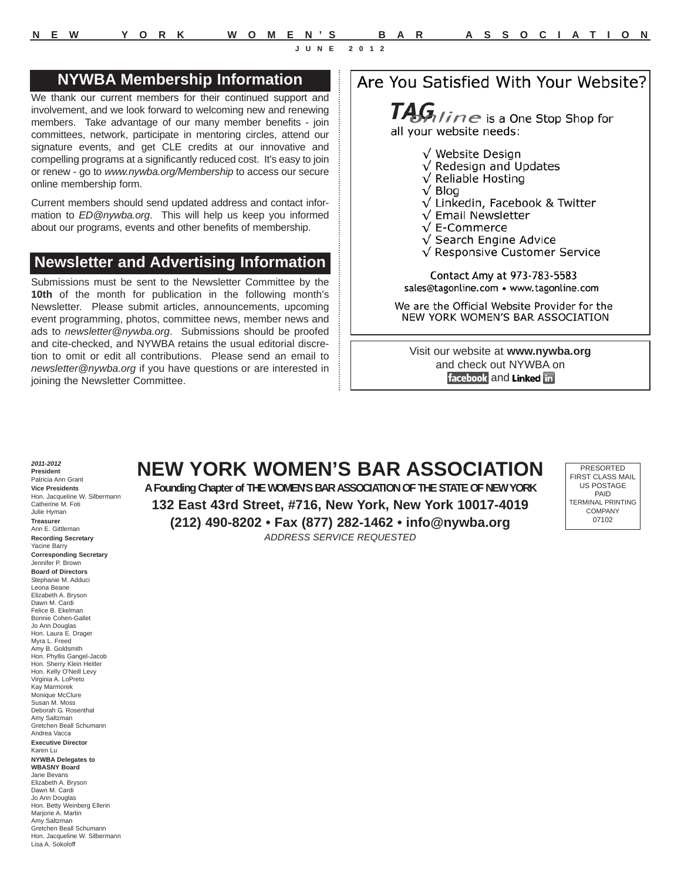## NYWBA Membership Information

We thank our current members for their continued support and involvement, and we look forward to welcoming new and renewing members. Take advantage of our many member benefits - join committees, network, participate in mentoring circles, attend our signature events, and get CLE credits at our innovative and compelling programs at a significantly reduced cost. It's easy to join or renew - go to *www.nywba.org/Membership* to access our secure online membership form.

Current members should send updated address and contact information to *ED@nywba.org*. This will help us keep you informed about our programs, events and other benefits of membership.

## Newsletter and Advertising Information

Submissions must be sent to the Newsletter Committee by the **10th** of the month for publication in the following month's Newsletter. Please submit articles, announcements, upcoming event programming, photos, committee news, member news and ads to *newsletter@nywba.org*. Submissions should be proofed and cite-checked, and NYWBA retains the usual editorial discretion to omit or edit all contributions. Please send an email to *newsletter@nywba.org* if you have questions or are interested in joining the Newsletter Committee.

## Are You Satisfied With Your Website?

**TAG***online* is a One Stop Shop for all your website needs:

- √ Website Design
- √ Redesign and Updates
- √ Reliable Hosting
- √ Blog
- √ Linkedin, Facebook & Twitter
- √ Email Newsletter
- √ E-Commerce
- √ Search Engine Advice
- √ Responsive Customer Service

Contact Amy at 973-783-5583
sales@tagonline.com • www.tagonline.com

We are the Official Website Provider for the NEW YORK WOMEN'S BAR ASSOCIATION

Visit our website at **www.nywba.org** and check out NYWBA on facebook and LinkedIn

# NEW YORK WOMEN'S BAR ASSOCIATION

**A Founding Chapter of THE WOMEN'S BAR ASSOCIATION OF THE STATE OF NEW YORK**

**132 East 43rd Street, #716, New York, New York 10017-4019**

**(212) 490-8202 • Fax (877) 282-1462 • info@nywba.org**

*ADDRESS SERVICE REQUESTED*

PRESORTED
FIRST CLASS MAIL
US POSTAGE
PAID
TERMINAL PRINTING
COMPANY
07102

***2011-2012***

**President**
Patricia Ann Grant

**Vice Presidents**
Hon. Jacqueline W. Silbermann
Catherine M. Foti
Julie Hyman

**Treasurer**
Ann E. Gittleman

**Recording Secretary**
Yacine Barry

**Corresponding Secretary**
Jennifer P. Brown

**Board of Directors**
Stephanie M. Adduci
Leona Beane
Elizabeth A. Bryson
Dawn M. Cardi
Felice B. Ekelman
Bonnie Cohen-Gallet
Jo Ann Douglas
Hon. Laura E. Drager
Myra L. Freed
Amy B. Goldsmith
Hon. Phyllis Gangel-Jacob
Hon. Sherry Klein Heitler
Hon. Kelly O'Neill Levy
Virginia A. LoPreto
Kay Marmorek
Monique McClure
Susan M. Moss
Deborah G. Rosenthal
Amy Saltzman
Gretchen Beall Schumann
Andrea Vacca

**Executive Director**
Karen Lu

**NYWBA Delegates to WBASNY Board**
Jane Bevans
Elizabeth A. Bryson
Dawn M. Cardi
Jo Ann Douglas
Hon. Betty Weinberg Ellerin
Marjorie A. Martin
Amy Saltzman
Gretchen Beall Schumann
Hon. Jacqueline W. Silbermann
Lisa A. Sokoloff